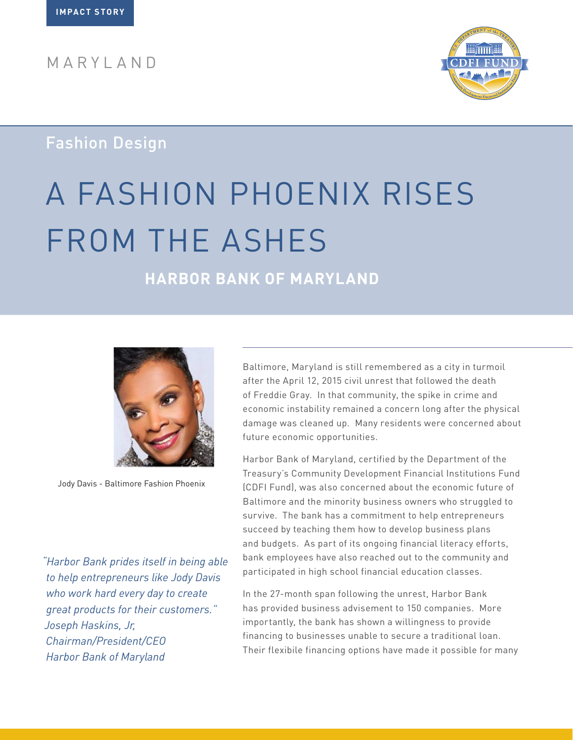IMPACT STORY

MARYLAND

Fashion Design

# A FASHION PHOENIX RISES FROM THE ASHES

## HARBOR BANK OF MARYLAND

Jody Davis - Baltimore Fashion Phoenix

*"Harbor Bank prides itself in being able to help entrepreneurs like Jody Davis who work hard every day to create great products for their customers."*
*Joseph Haskins, Jr,*
*Chairman/President/CEO*
*Harbor Bank of Maryland*

Baltimore, Maryland is still remembered as a city in turmoil after the April 12, 2015 civil unrest that followed the death of Freddie Gray. In that community, the spike in crime and economic instability remained a concern long after the physical damage was cleaned up. Many residents were concerned about future economic opportunities.

Harbor Bank of Maryland, certified by the Department of the Treasury's Community Development Financial Institutions Fund (CDFI Fund), was also concerned about the economic future of Baltimore and the minority business owners who struggled to survive. The bank has a commitment to help entrepreneurs succeed by teaching them how to develop business plans and budgets. As part of its ongoing financial literacy efforts, bank employees have also reached out to the community and participated in high school financial education classes.

In the 27-month span following the unrest, Harbor Bank has provided business advisement to 150 companies. More importantly, the bank has shown a willingness to provide financing to businesses unable to secure a traditional loan. Their flexibile financing options have made it possible for many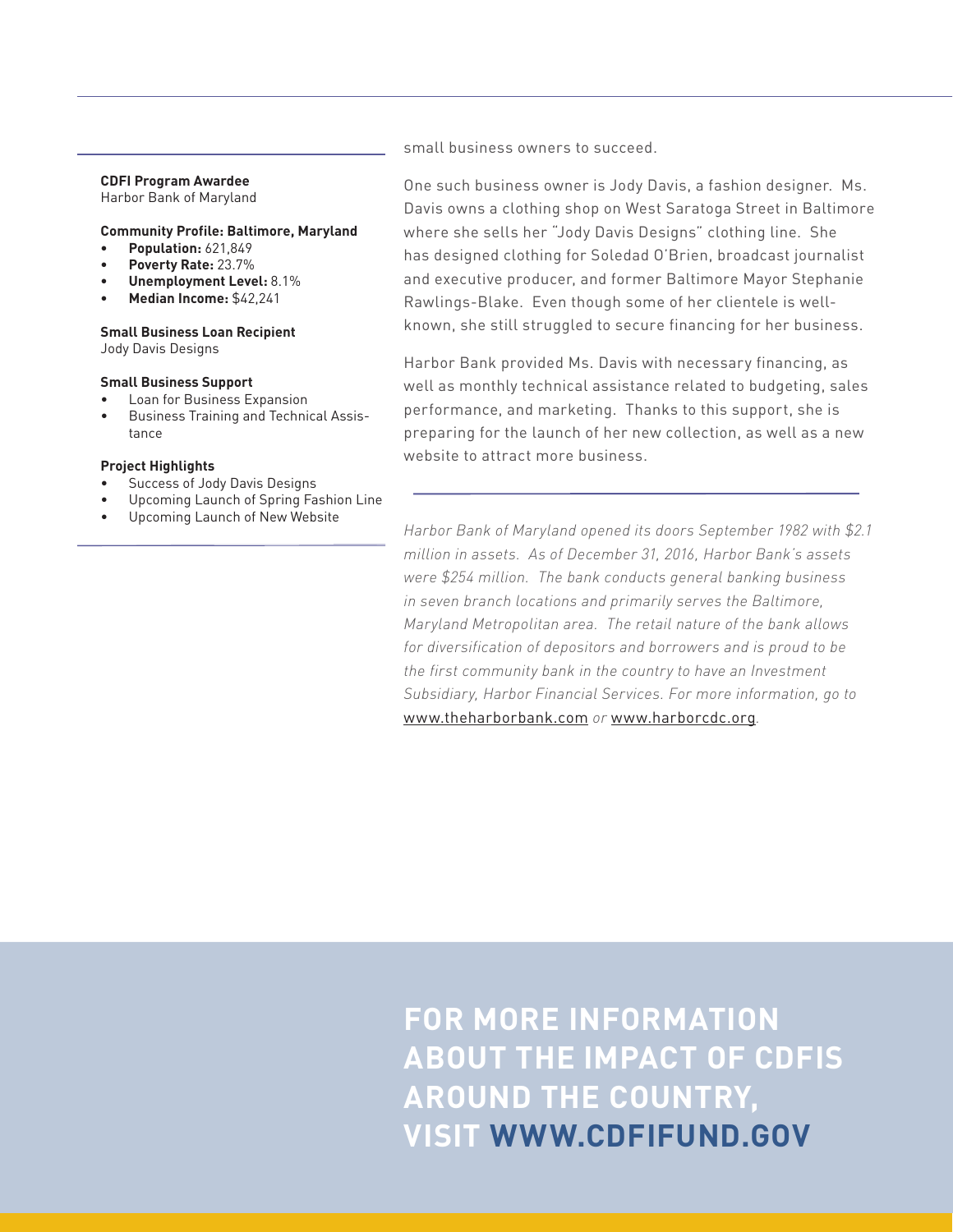**CDFI Program Awardee**
Harbor Bank of Maryland

**Community Profile: Baltimore, Maryland**

- **Population:** 621,849
- **Poverty Rate:** 23.7%
- **Unemployment Level:** 8.1%
- **Median Income:** $42,241

**Small Business Loan Recipient**
Jody Davis Designs

**Small Business Support**

- Loan for Business Expansion
- Business Training and Technical Assistance

**Project Highlights**

- Success of Jody Davis Designs
- Upcoming Launch of Spring Fashion Line
- Upcoming Launch of New Website

small business owners to succeed.

One such business owner is Jody Davis, a fashion designer. Ms. Davis owns a clothing shop on West Saratoga Street in Baltimore where she sells her "Jody Davis Designs" clothing line. She has designed clothing for Soledad O'Brien, broadcast journalist and executive producer, and former Baltimore Mayor Stephanie Rawlings-Blake. Even though some of her clientele is well-known, she still struggled to secure financing for her business.

Harbor Bank provided Ms. Davis with necessary financing, as well as monthly technical assistance related to budgeting, sales performance, and marketing. Thanks to this support, she is preparing for the launch of her new collection, as well as a new website to attract more business.

*Harbor Bank of Maryland opened its doors September 1982 with $2.1 million in assets. As of December 31, 2016, Harbor Bank's assets were $254 million. The bank conducts general banking business in seven branch locations and primarily serves the Baltimore, Maryland Metropolitan area. The retail nature of the bank allows for diversification of depositors and borrowers and is proud to be the first community bank in the country to have an Investment Subsidiary, Harbor Financial Services. For more information, go to* www.theharborbank.com *or* www.harborcdc.org.

**FOR MORE INFORMATION ABOUT THE IMPACT OF CDFIS AROUND THE COUNTRY, VISIT WWW.CDFIFUND.GOV**